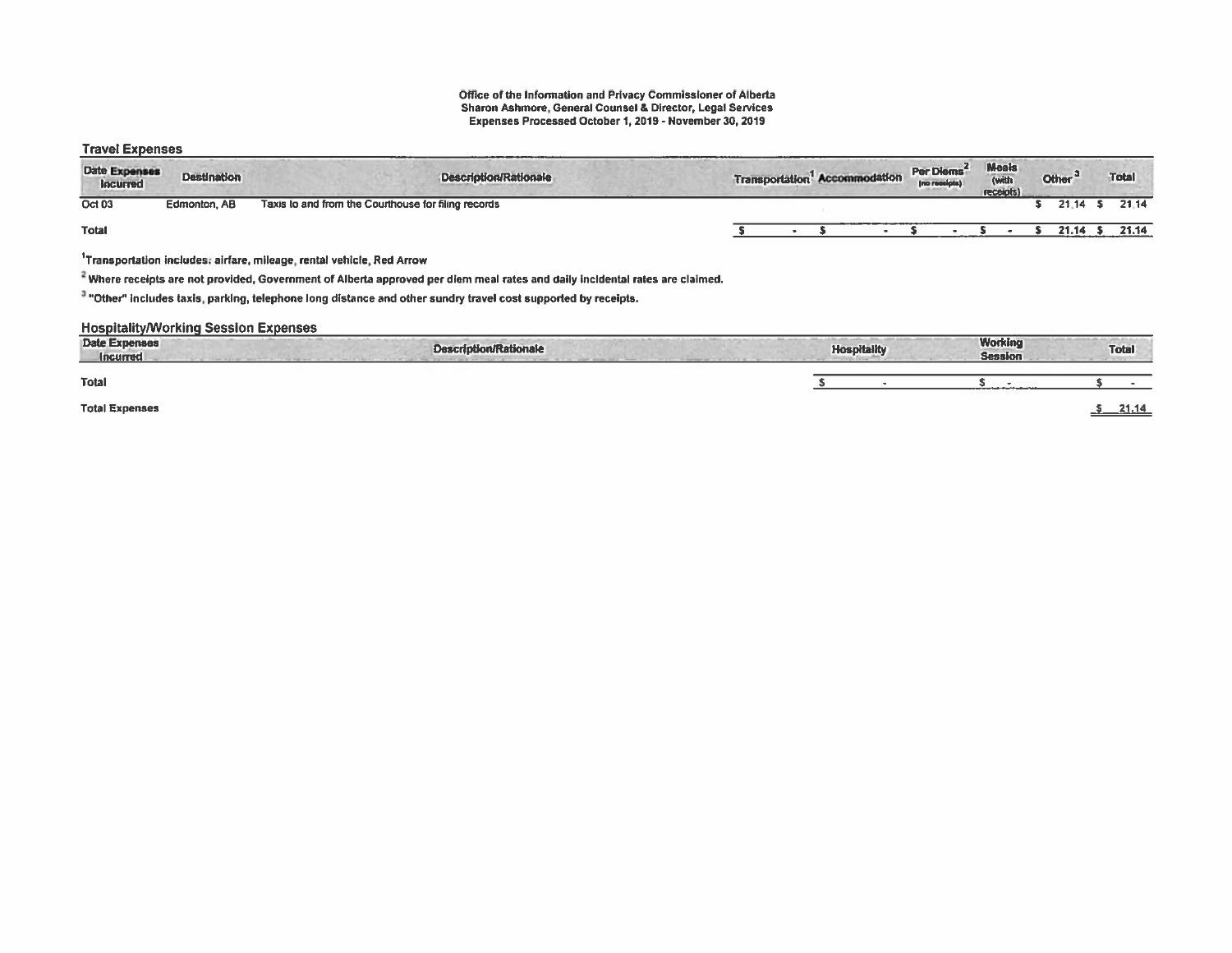**Office of the Information and Privacy Commissioner of Alberta**
**Sharon Ashmore, General Counsel & Director, Legal Services**
**Expenses Processed October 1, 2019 - November 30, 2019**

## Travel Expenses

| Date Expenses Incurred | Destination | Description/Rationale | Transportation[1] | Accommodation | Per Diems[2] (no receipts) | Meals (with receipts) | Other[3] | Total |
|---|---|---|---|---|---|---|---|---|
| Oct 03 | Edmonton, AB | Taxis to and from the Courthouse for filing records | | | | | $ 21.14 | $ 21.14 |
| **Total** | | | $ - | $ - | $ - | $ - | $ 21.14 | $ 21.14 |

[1]Transportation includes: airfare, mileage, rental vehicle, Red Arrow

[2] Where receipts are not provided, Government of Alberta approved per diem meal rates and daily incidental rates are claimed.

[3] "Other" includes taxis, parking, telephone long distance and other sundry travel cost supported by receipts.

## Hospitality/Working Session Expenses

| Date Expenses Incurred | Description/Rationale | Hospitality | Working Session | Total |
|---|---|---|---|---|
| **Total** | | $ - | $ - | $ - |

**Total Expenses** $ 21.14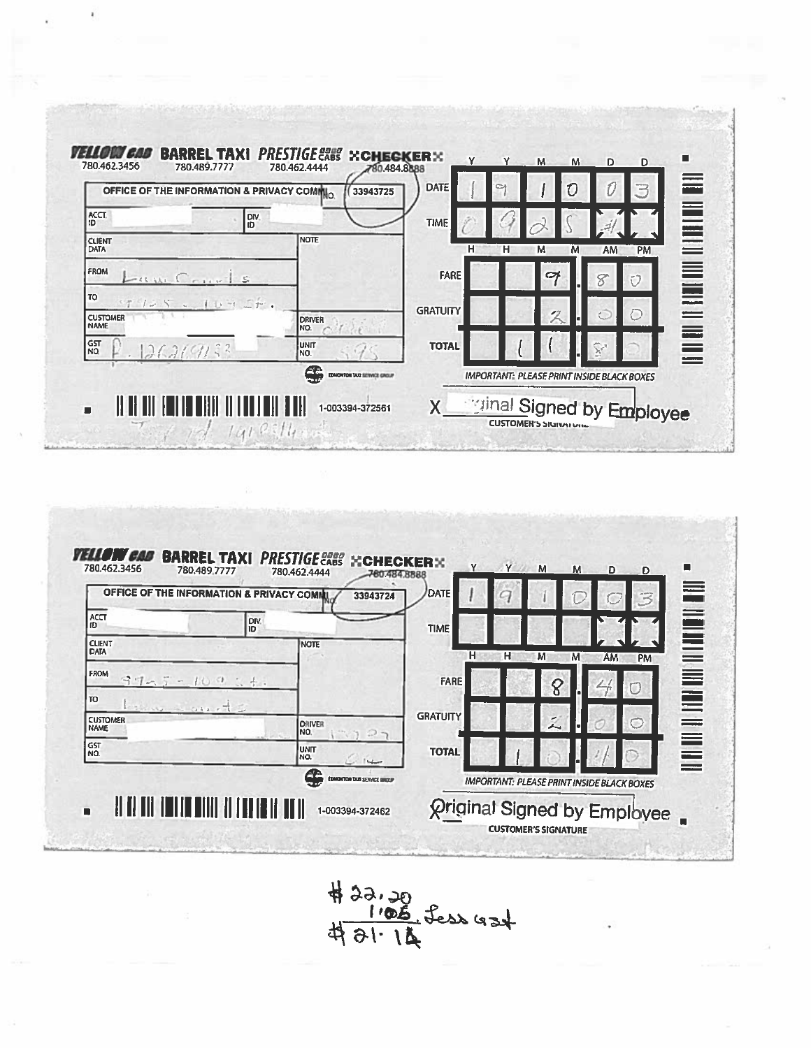**YELLOW CAB** 780.462.3456 | **BARREL TAXI** 780.489.7777 | **PRESTIGE CABS** 780.462.4444 | **CHECKER** 780.484.8888

| | |
|---|---|
| OFFICE OF THE INFORMATION & PRIVACY COMM | NO. 33943725 |
| ACCT ID | DIV. ID |
| CLIENT DATA | NOTE |
| FROM | Law Courts |
| TO | 9725 - 109 St. |
| CUSTOMER NAME | DRIVER NO. |
| GST NO. | UNIT NO. 595 |

| | Y | Y | M | M | D | D |
|---|---|---|---|---|---|---|
| DATE | 1 | 9 | 1 | 0 | 0 | 3 |

| | H | H | M | M | AM | PM |
|---|---|---|---|---|---|---|
| TIME | 0 | 9 | 2 | 5 | # | |

| | | | | | | |
|---|---|---|---|---|---|---|
| FARE | | | 9 | . | 8 | 0 |
| GRATUITY | | | 2 | . | 0 | 0 |
| TOTAL | | 1 | 1 | . | 8 | 0 |

IMPORTANT: PLEASE PRINT INSIDE BLACK BOXES

EDMONTON TAXI SERVICE GROUP

1-003394-372561

X Original Signed by Employee
CUSTOMER'S SIGNATURE

---

**YELLOW CAB** 780.462.3456 | **BARREL TAXI** 780.489.7777 | **PRESTIGE CABS** 780.462.4444 | **CHECKER** 780.484.8888

| | |
|---|---|
| OFFICE OF THE INFORMATION & PRIVACY COMM | NO. 33943724 |
| ACCT ID | DIV. ID |
| CLIENT DATA | NOTE |
| FROM | 9725 - 109 St. |
| TO | Law Courts |
| CUSTOMER NAME | DRIVER NO. |
| GST NO. | UNIT NO. |

| | Y | Y | M | M | D | D |
|---|---|---|---|---|---|---|
| DATE | 1 | 9 | 1 | 0 | 0 | 3 |

| | H | H | M | M | AM | PM |
|---|---|---|---|---|---|---|
| TIME | | | | | | |

| | | | | | | |
|---|---|---|---|---|---|---|
| FARE | | | 8 | . | 4 | 0 |
| GRATUITY | | | 2 | . | 0 | 0 |
| TOTAL | | 1 | 0 | . | 4 | 0 |

IMPORTANT: PLEASE PRINT INSIDE BLACK BOXES

EDMONTON TAXI SERVICE GROUP

1-003394-372462

X Original Signed by Employee
CUSTOMER'S SIGNATURE

---

$22.20
1.06 Less GST
$21.14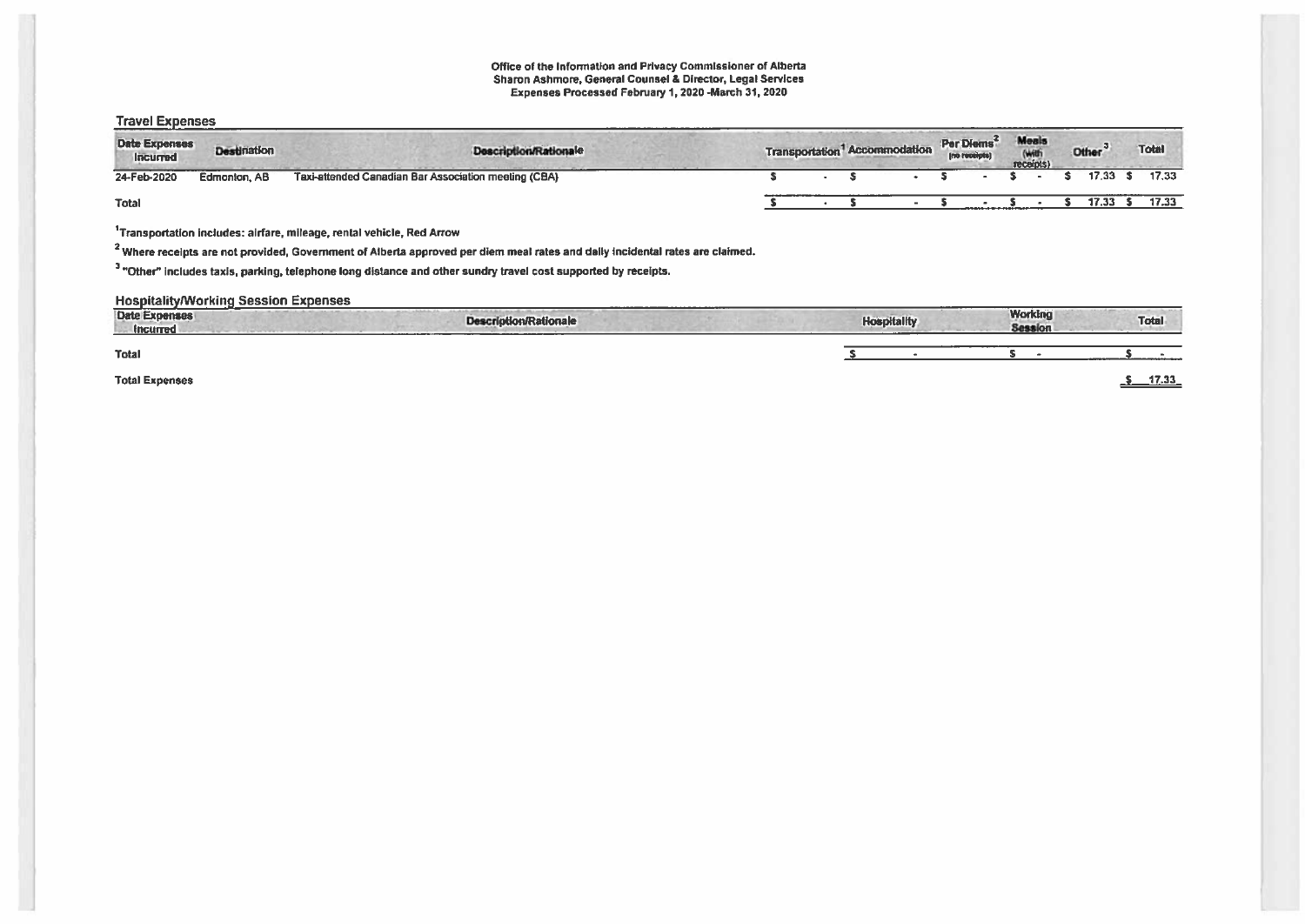**Office of the Information and Privacy Commissioner of Alberta**
**Sharon Ashmore, General Counsel & Director, Legal Services**
**Expenses Processed February 1, 2020 -March 31, 2020**

## Travel Expenses

| Date Expenses Incurred | Destination | Description/Rationale | Transportation[1] | Accommodation | Per Diems[2] (no receipts) | Meals (with receipts) | Other[3] | Total |
|---|---|---|---|---|---|---|---|---|
| 24-Feb-2020 | Edmonton, AB | Taxi-attended Canadian Bar Association meeting (CBA) | $ - | $ - | $ - | $ - | $ 17.33 | $ 17.33 |
| **Total** | | | $ - | $ - | $ - | $ - | $ 17.33 | $ 17.33 |

[1]Transportation includes: airfare, mileage, rental vehicle, Red Arrow

[2] Where receipts are not provided, Government of Alberta approved per diem meal rates and daily incidental rates are claimed.

[3] "Other" includes taxis, parking, telephone long distance and other sundry travel cost supported by receipts.

## Hospitality/Working Session Expenses

| Date Expenses Incurred | Description/Rationale | Hospitality | Working Session | Total |
|---|---|---|---|---|
| **Total** | | $ - | $ - | $ - |

**Total Expenses** $ 17.33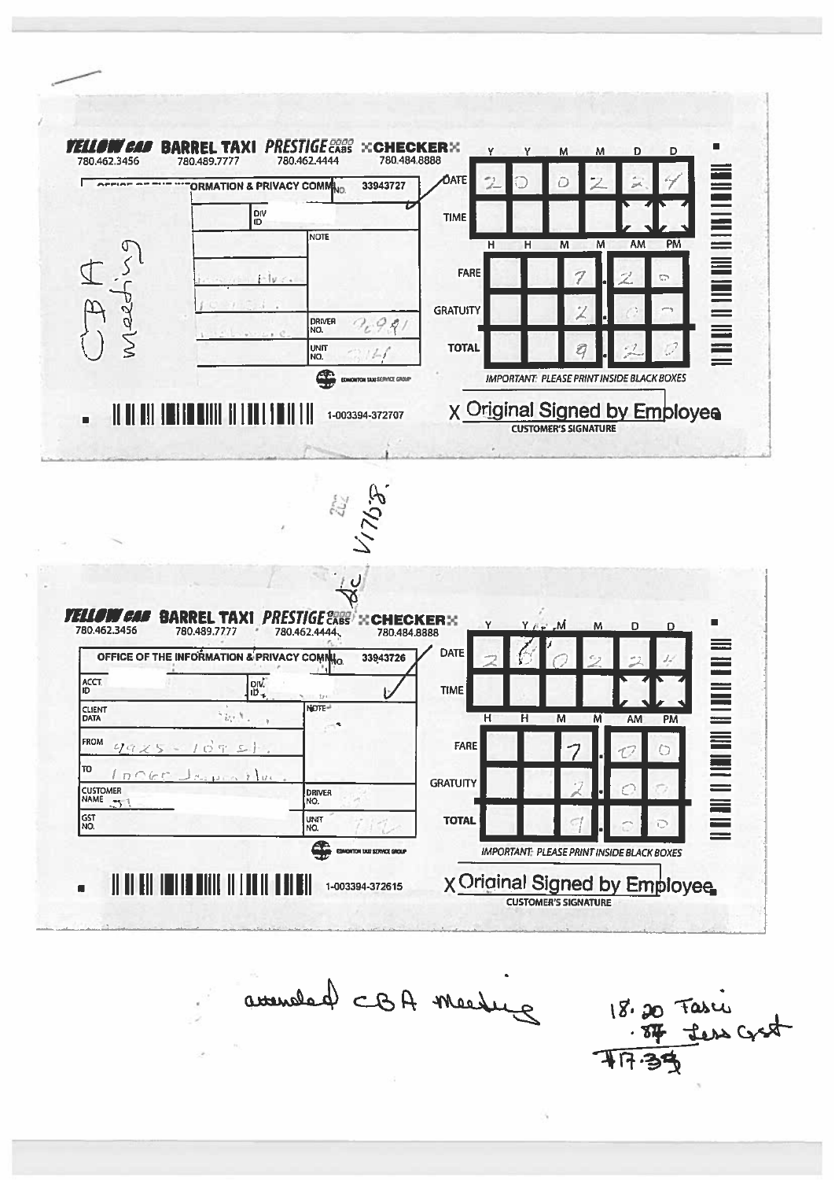**YELLOW CAB** 780.462.3456 | **BARREL TAXI** 780.489.7777 | **PRESTIGE CABS** 780.462.4444 | **CHECKER** 780.484.8888

OFFICE OF THE INFORMATION & PRIVACY COMM — NO. 33943727

DIV ID

NOTE

DRIVER NO. 76981

UNIT NO. 2141

EDMONTON TAXI SERVICE GROUP

CBA Meeting

| | Y | Y | M | M | D | D |
|---|---|---|---|---|---|---|
| DATE | 2 | 0 | 0 | 2 | 2 | 4 |
| TIME | | | | | | |

| | | | | | | |
|---|---|---|---|---|---|---|
| FARE | | | 7 | . | 2 | 0 |
| GRATUITY | | | 2 | . | 0 | 0 |
| TOTAL | | | 9 | . | 2 | 0 |

IMPORTANT: PLEASE PRINT INSIDE BLACK BOXES

1-003394-372707

X Original Signed by Employee
CUSTOMER'S SIGNATURE

202 V1768.

---

**YELLOW CAB** 780.462.3456 | **BARREL TAXI** 780.489.7777 | **PRESTIGE CABS** 780.462.4444 | **CHECKER** 780.484.8888

OFFICE OF THE INFORMATION & PRIVACY COMM — NO. 33943726

ACCT ID

DIV. ID

CLIENT DATA

NOTE

FROM 9925 - 109 St.

TO 10065 Jasper Ave.

CUSTOMER NAME

DRIVER NO.

GST NO.

UNIT NO.

EDMONTON TAXI SERVICE GROUP

| | Y | Y | M | M | D | D |
|---|---|---|---|---|---|---|
| DATE | 2 | 0 | 0 | 2 | 2 | 4 |
| TIME | | | | | | |

| | | | | | | |
|---|---|---|---|---|---|---|
| FARE | | | 7 | . | 0 | 0 |
| GRATUITY | | | 2 | . | 0 | 0 |
| TOTAL | | | 9 | . | 0 | 0 |

IMPORTANT: PLEASE PRINT INSIDE BLACK BOXES

1-003394-372615

X Original Signed by Employee
CUSTOMER'S SIGNATURE

attended CBA meeting

18.20 Taxi
.87 Less Gst
$17.33